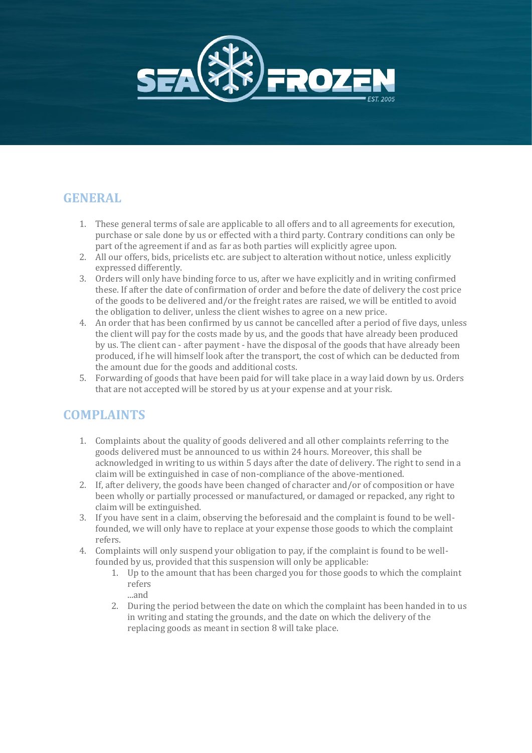SEA FROZEN

EST. 2005

## GENERAL

1. These general terms of sale are applicable to all offers and to all agreements for execution, purchase or sale done by us or effected with a third party. Contrary conditions can only be part of the agreement if and as far as both parties will explicitly agree upon.
2. All our offers, bids, pricelists etc. are subject to alteration without notice, unless explicitly expressed differently.
3. Orders will only have binding force to us, after we have explicitly and in writing confirmed these. If after the date of confirmation of order and before the date of delivery the cost price of the goods to be delivered and/or the freight rates are raised, we will be entitled to avoid the obligation to deliver, unless the client wishes to agree on a new price.
4. An order that has been confirmed by us cannot be cancelled after a period of five days, unless the client will pay for the costs made by us, and the goods that have already been produced by us. The client can - after payment - have the disposal of the goods that have already been produced, if he will himself look after the transport, the cost of which can be deducted from the amount due for the goods and additional costs.
5. Forwarding of goods that have been paid for will take place in a way laid down by us. Orders that are not accepted will be stored by us at your expense and at your risk.

## COMPLAINTS

1. Complaints about the quality of goods delivered and all other complaints referring to the goods delivered must be announced to us within 24 hours. Moreover, this shall be acknowledged in writing to us within 5 days after the date of delivery. The right to send in a claim will be extinguished in case of non-compliance of the above-mentioned.
2. If, after delivery, the goods have been changed of character and/or of composition or have been wholly or partially processed or manufactured, or damaged or repacked, any right to claim will be extinguished.
3. If you have sent in a claim, observing the beforesaid and the complaint is found to be well-founded, we will only have to replace at your expense those goods to which the complaint refers.
4. Complaints will only suspend your obligation to pay, if the complaint is found to be well-founded by us, provided that this suspension will only be applicable:
    1. Up to the amount that has been charged you for those goods to which the complaint refers
       ...and
    2. During the period between the date on which the complaint has been handed in to us in writing and stating the grounds, and the date on which the delivery of the replacing goods as meant in section 8 will take place.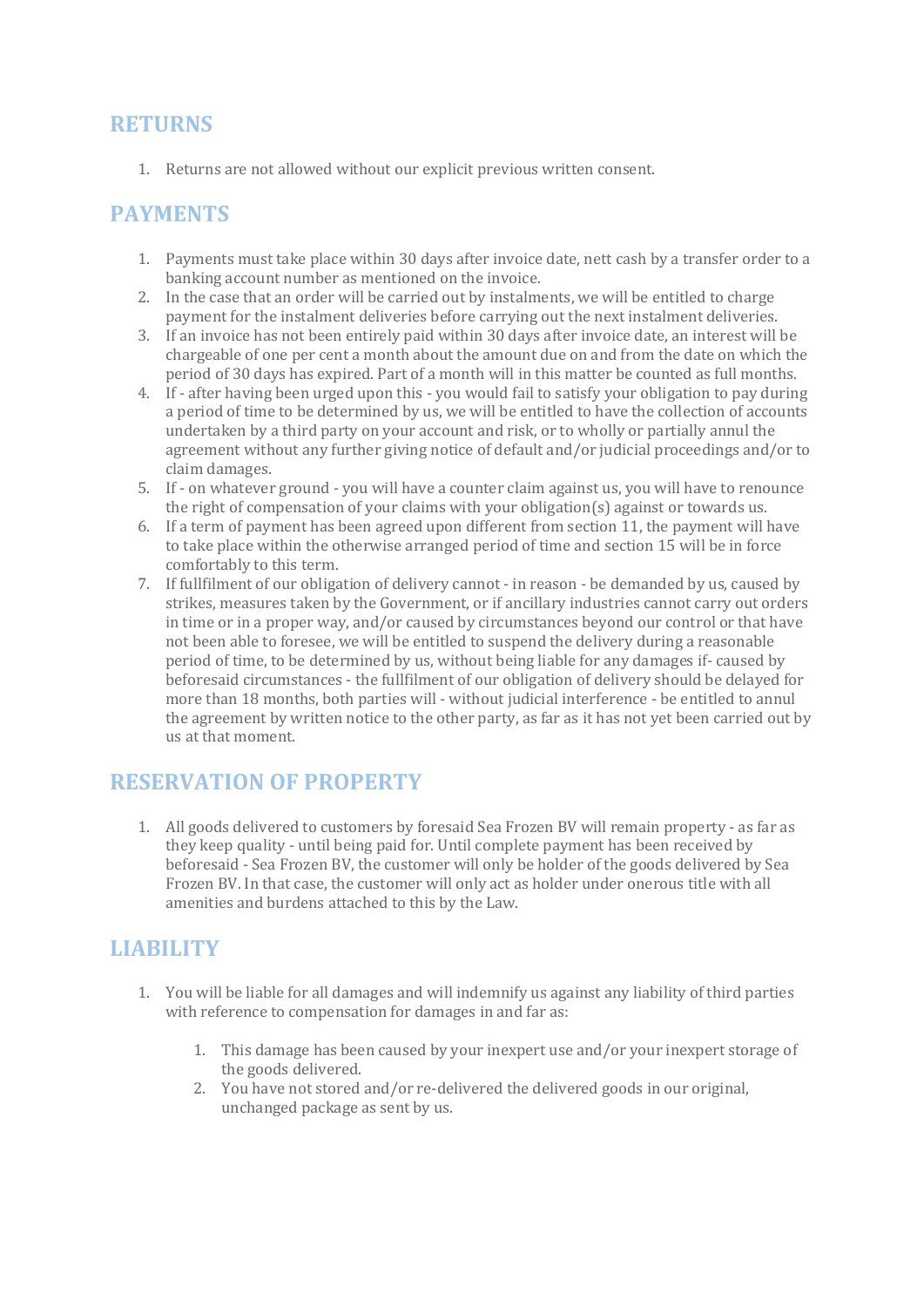## RETURNS

1. Returns are not allowed without our explicit previous written consent.

## PAYMENTS

1. Payments must take place within 30 days after invoice date, nett cash by a transfer order to a banking account number as mentioned on the invoice.
2. In the case that an order will be carried out by instalments, we will be entitled to charge payment for the instalment deliveries before carrying out the next instalment deliveries.
3. If an invoice has not been entirely paid within 30 days after invoice date, an interest will be chargeable of one per cent a month about the amount due on and from the date on which the period of 30 days has expired. Part of a month will in this matter be counted as full months.
4. If - after having been urged upon this - you would fail to satisfy your obligation to pay during a period of time to be determined by us, we will be entitled to have the collection of accounts undertaken by a third party on your account and risk, or to wholly or partially annul the agreement without any further giving notice of default and/or judicial proceedings and/or to claim damages.
5. If - on whatever ground - you will have a counter claim against us, you will have to renounce the right of compensation of your claims with your obligation(s) against or towards us.
6. If a term of payment has been agreed upon different from section 11, the payment will have to take place within the otherwise arranged period of time and section 15 will be in force comfortably to this term.
7. If fullfilment of our obligation of delivery cannot - in reason - be demanded by us, caused by strikes, measures taken by the Government, or if ancillary industries cannot carry out orders in time or in a proper way, and/or caused by circumstances beyond our control or that have not been able to foresee, we will be entitled to suspend the delivery during a reasonable period of time, to be determined by us, without being liable for any damages if- caused by beforesaid circumstances - the fullfilment of our obligation of delivery should be delayed for more than 18 months, both parties will - without judicial interference - be entitled to annul the agreement by written notice to the other party, as far as it has not yet been carried out by us at that moment.

## RESERVATION OF PROPERTY

1. All goods delivered to customers by foresaid Sea Frozen BV will remain property - as far as they keep quality - until being paid for. Until complete payment has been received by beforesaid - Sea Frozen BV, the customer will only be holder of the goods delivered by Sea Frozen BV. In that case, the customer will only act as holder under onerous title with all amenities and burdens attached to this by the Law.

## LIABILITY

1. You will be liable for all damages and will indemnify us against any liability of third parties with reference to compensation for damages in and far as:
    1. This damage has been caused by your inexpert use and/or your inexpert storage of the goods delivered.
    2. You have not stored and/or re-delivered the delivered goods in our original, unchanged package as sent by us.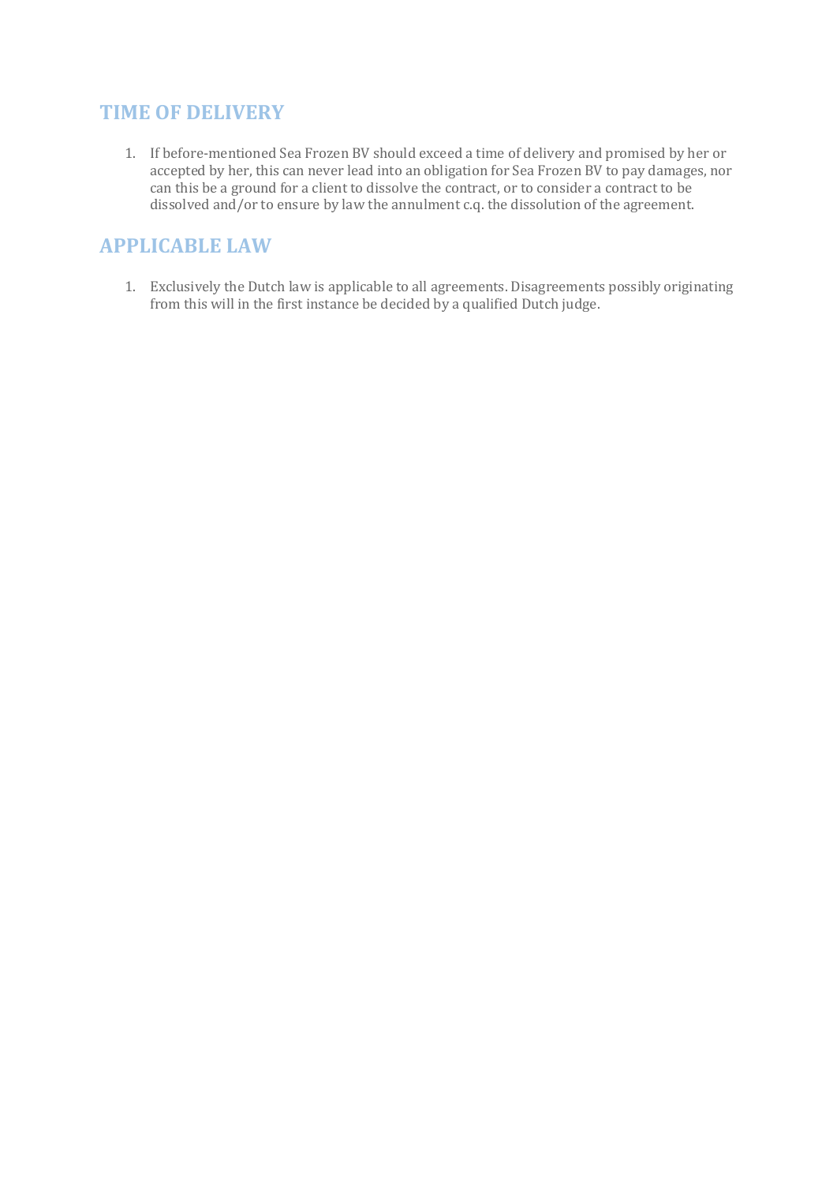## TIME OF DELIVERY

1. If before-mentioned Sea Frozen BV should exceed a time of delivery and promised by her or accepted by her, this can never lead into an obligation for Sea Frozen BV to pay damages, nor can this be a ground for a client to dissolve the contract, or to consider a contract to be dissolved and/or to ensure by law the annulment c.q. the dissolution of the agreement.

## APPLICABLE LAW

1. Exclusively the Dutch law is applicable to all agreements. Disagreements possibly originating from this will in the first instance be decided by a qualified Dutch judge.